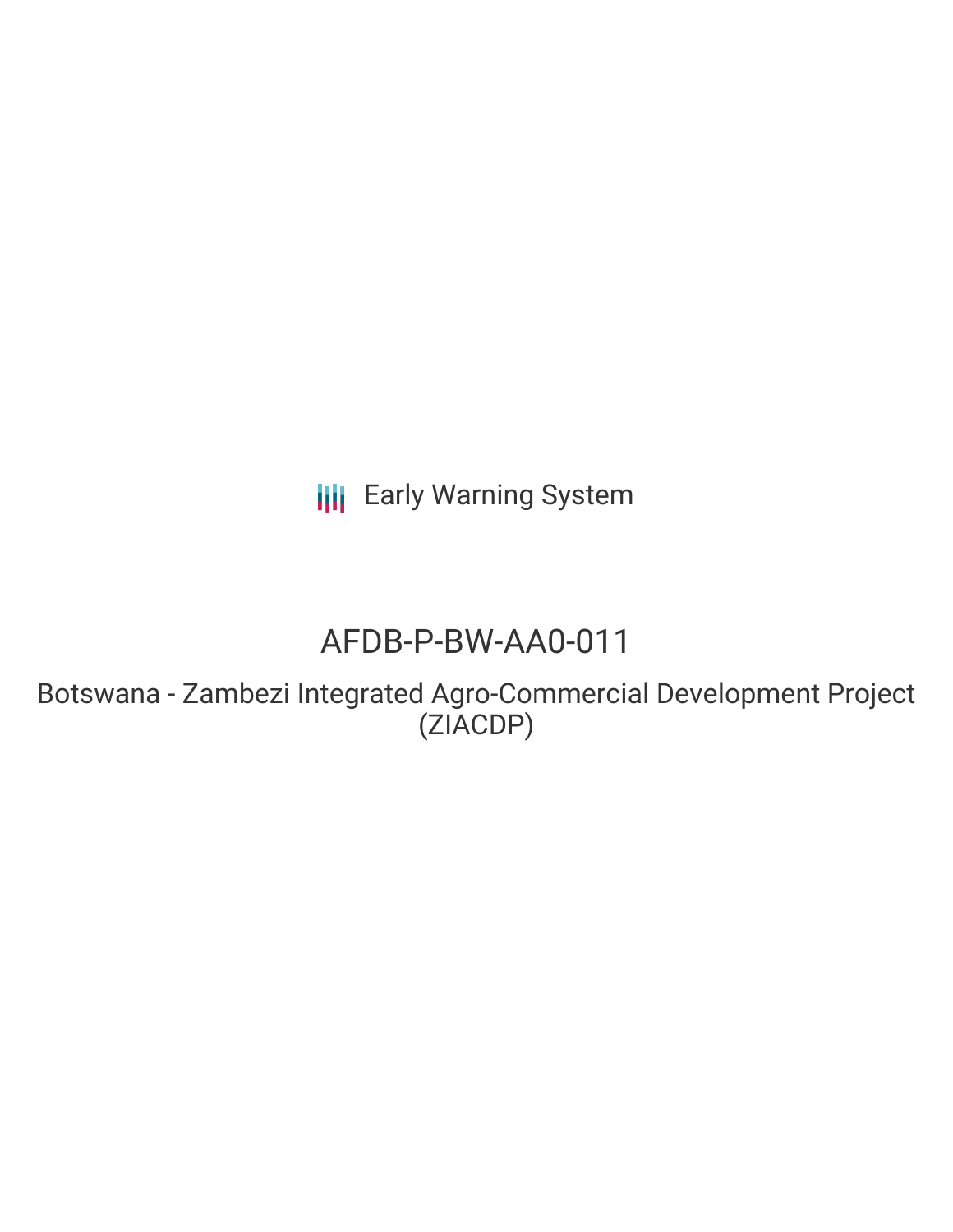Early Warning System

# AFDB-P-BW-AA0-011

## Botswana - Zambezi Integrated Agro-Commercial Development Project (ZIACDP)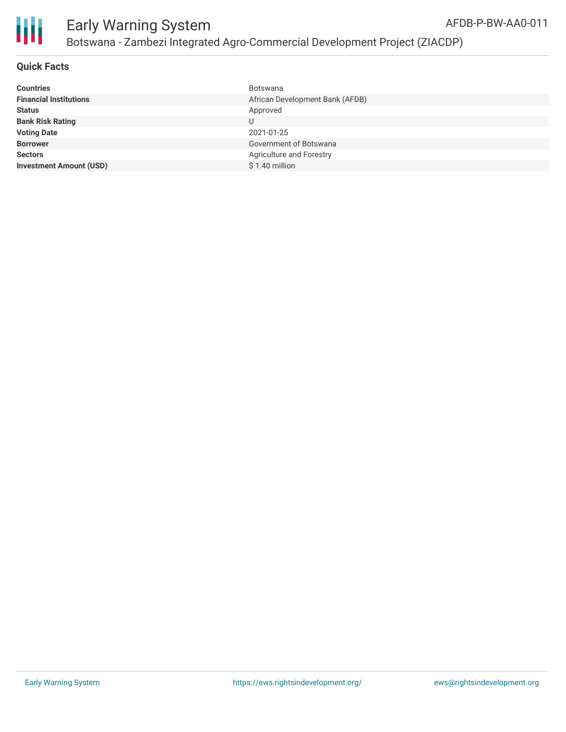# Early Warning System

## Botswana - Zambezi Integrated Agro-Commercial Development Project (ZIACDP)

AFDB-P-BW-AA0-011

### Quick Facts

| | |
|---|---|
| **Countries** | Botswana |
| **Financial Institutions** | African Development Bank (AFDB) |
| **Status** | Approved |
| **Bank Risk Rating** | U |
| **Voting Date** | 2021-01-25 |
| **Borrower** | Government of Botswana |
| **Sectors** | Agriculture and Forestry |
| **Investment Amount (USD)** | $ 1.40 million |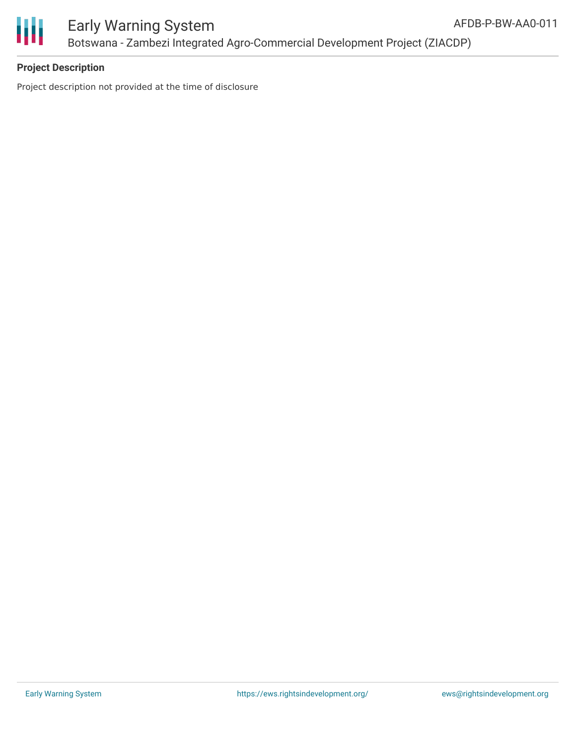**Project Description**

Project description not provided at the time of disclosure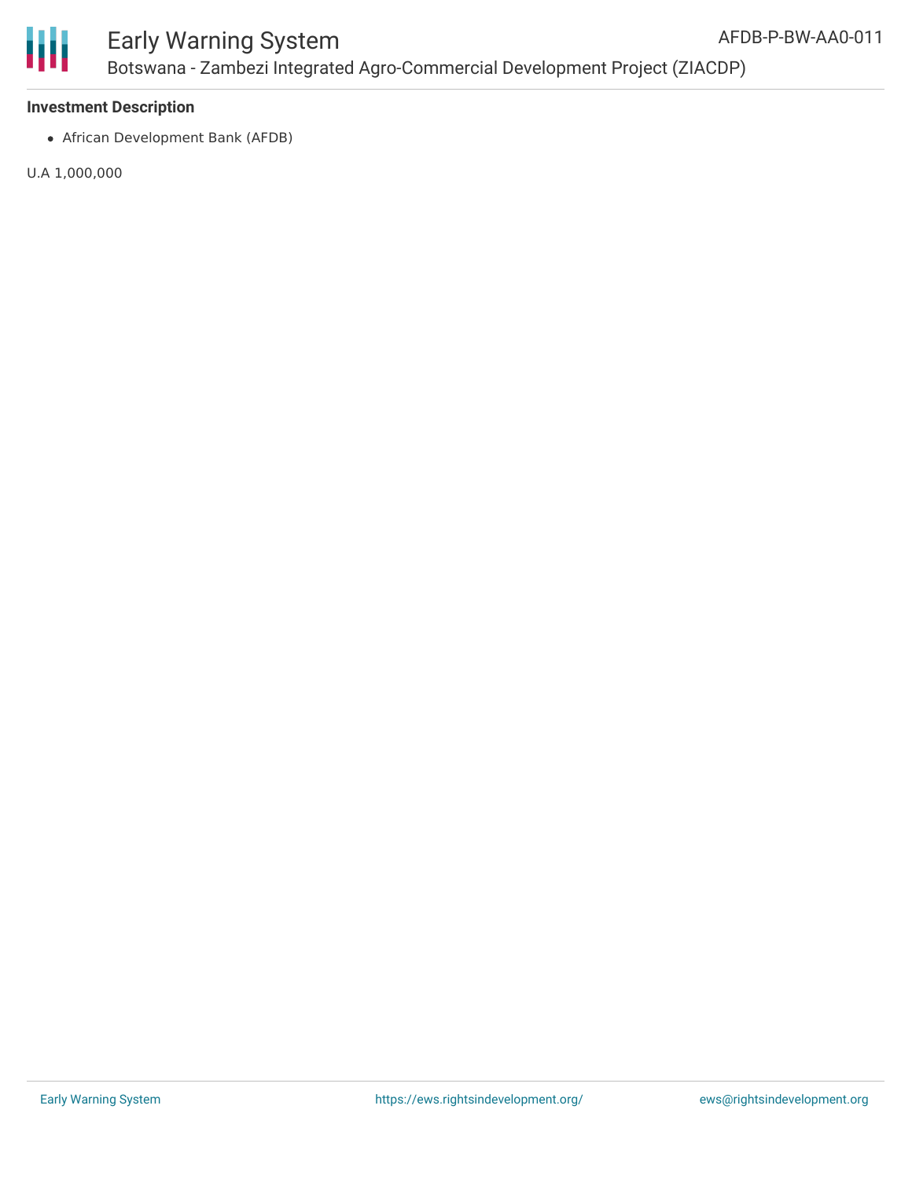**Investment Description**

- African Development Bank (AFDB)

U.A 1,000,000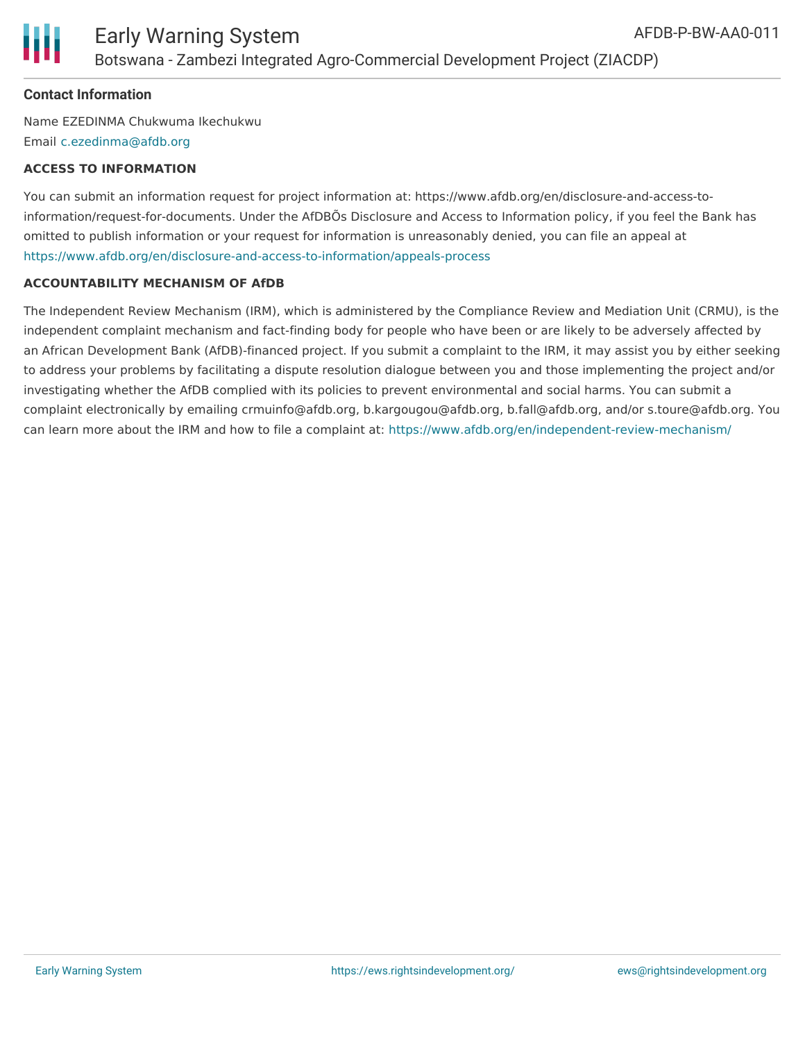**Contact Information**

Name EZEDINMA Chukwuma Ikechukwu
Email c.ezedinma@afdb.org

**ACCESS TO INFORMATION**

You can submit an information request for project information at: https://www.afdb.org/en/disclosure-and-access-to-information/request-for-documents. Under the AfDBÕs Disclosure and Access to Information policy, if you feel the Bank has omitted to publish information or your request for information is unreasonably denied, you can file an appeal at https://www.afdb.org/en/disclosure-and-access-to-information/appeals-process

**ACCOUNTABILITY MECHANISM OF AfDB**

The Independent Review Mechanism (IRM), which is administered by the Compliance Review and Mediation Unit (CRMU), is the independent complaint mechanism and fact-finding body for people who have been or are likely to be adversely affected by an African Development Bank (AfDB)-financed project. If you submit a complaint to the IRM, it may assist you by either seeking to address your problems by facilitating a dispute resolution dialogue between you and those implementing the project and/or investigating whether the AfDB complied with its policies to prevent environmental and social harms. You can submit a complaint electronically by emailing crmuinfo@afdb.org, b.kargougou@afdb.org, b.fall@afdb.org, and/or s.toure@afdb.org. You can learn more about the IRM and how to file a complaint at: https://www.afdb.org/en/independent-review-mechanism/